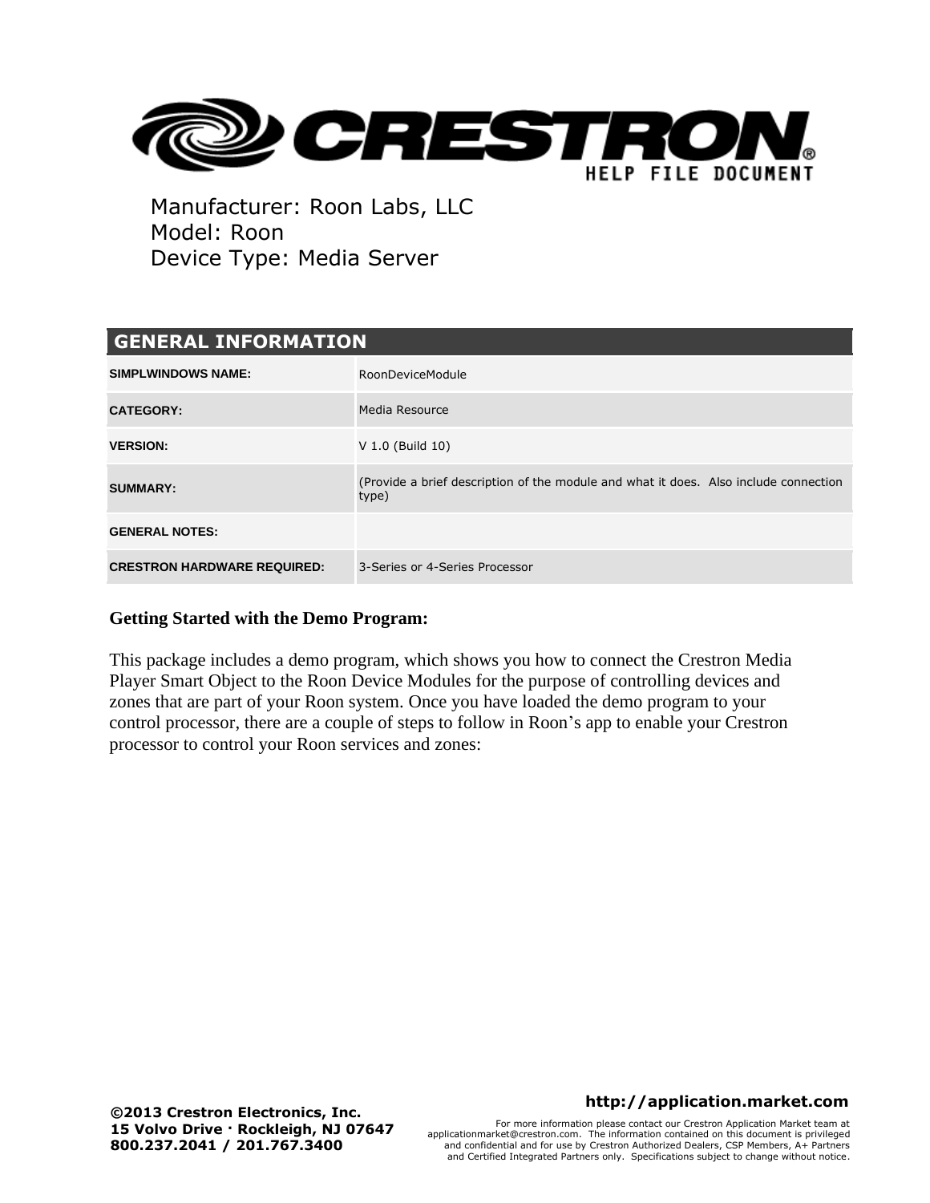Manufacturer: Roon Labs, LLC
Model: Roon
Device Type: Media Server

| GENERAL INFORMATION | |
|---|---|
| **SIMPLWINDOWS NAME:** | RoonDeviceModule |
| **CATEGORY:** | Media Resource |
| **VERSION:** | V 1.0 (Build 10) |
| **SUMMARY:** | (Provide a brief description of the module and what it does. Also include connection type) |
| **GENERAL NOTES:** | |
| **CRESTRON HARDWARE REQUIRED:** | 3-Series or 4-Series Processor |

**Getting Started with the Demo Program:**

This package includes a demo program, which shows you how to connect the Crestron Media Player Smart Object to the Roon Device Modules for the purpose of controlling devices and zones that are part of your Roon system. Once you have loaded the demo program to your control processor, there are a couple of steps to follow in Roon's app to enable your Crestron processor to control your Roon services and zones:

**©2013 Crestron Electronics, Inc.**
**15 Volvo Drive · Rockleigh, NJ 07647**
**800.237.2041 / 201.767.3400**

**http://application.market.com**

For more information please contact our Crestron Application Market team at applicationmarket@crestron.com. The information contained on this document is privileged and confidential and for use by Crestron Authorized Dealers, CSP Members, A+ Partners and Certified Integrated Partners only. Specifications subject to change without notice.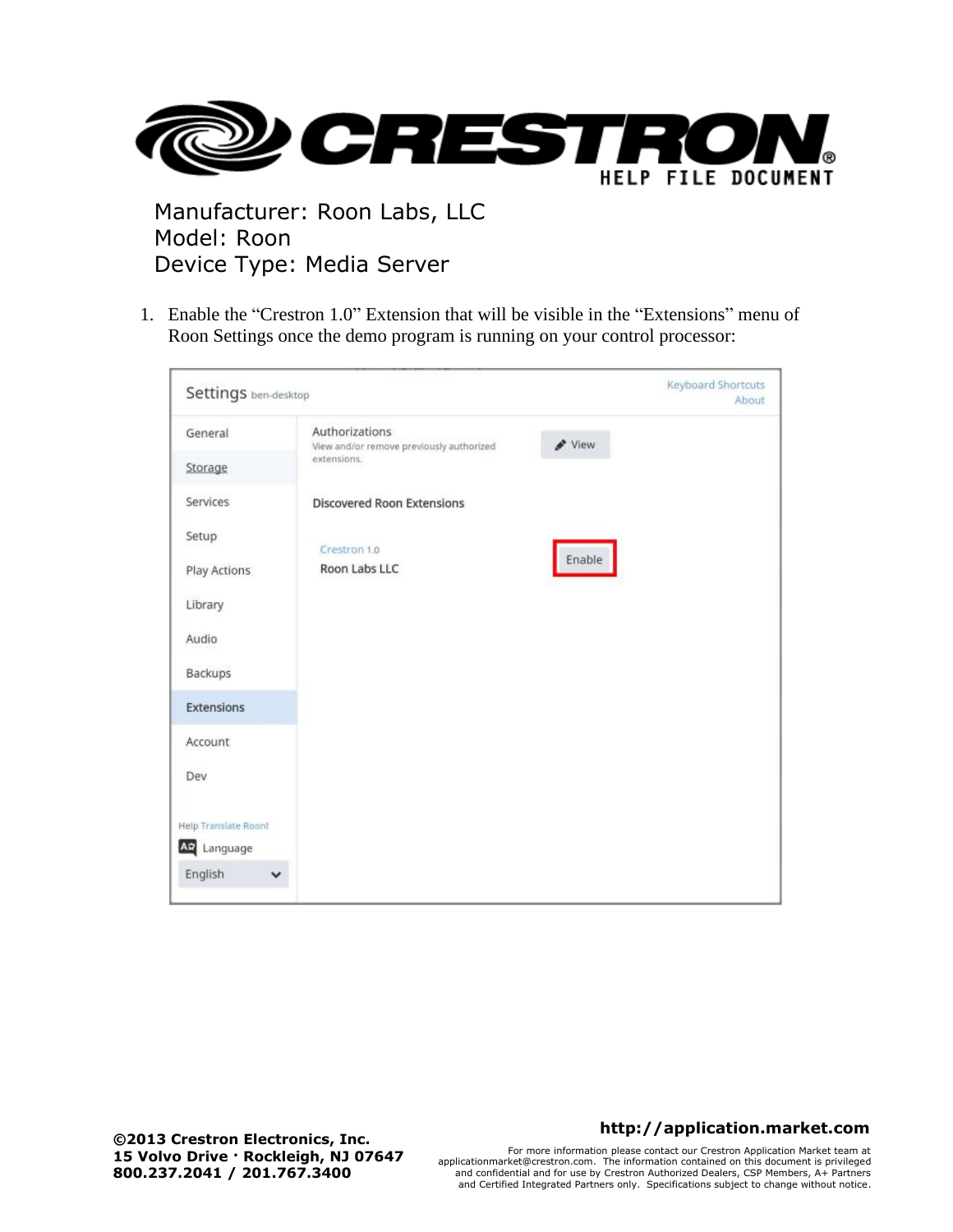Manufacturer: Roon Labs, LLC
Model: Roon
Device Type: Media Server

1. Enable the “Crestron 1.0” Extension that will be visible in the “Extensions” menu of Roon Settings once the demo program is running on your control processor:

©2013 Crestron Electronics, Inc.
15 Volvo Drive · Rockleigh, NJ 07647
800.237.2041 / 201.767.3400

http://application.market.com

For more information please contact our Crestron Application Market team at applicationmarket@crestron.com. The information contained on this document is privileged and confidential and for use by Crestron Authorized Dealers, CSP Members, A+ Partners and Certified Integrated Partners only. Specifications subject to change without notice.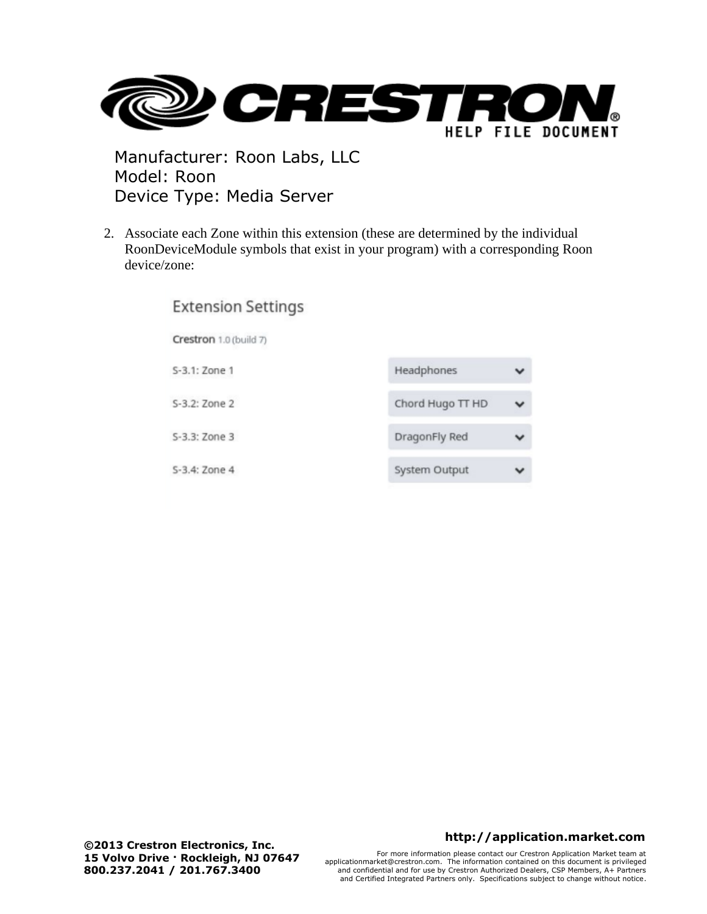2. Associate each Zone within this extension (these are determined by the individual RoonDeviceModule symbols that exist in your program) with a corresponding Roon device/zone:

Extension Settings

Crestron 1.0 (build 7)

| | |
|---|---|
| S-3.1: Zone 1 | Headphones |
| S-3.2: Zone 2 | Chord Hugo TT HD |
| S-3.3: Zone 3 | DragonFly Red |
| S-3.4: Zone 4 | System Output |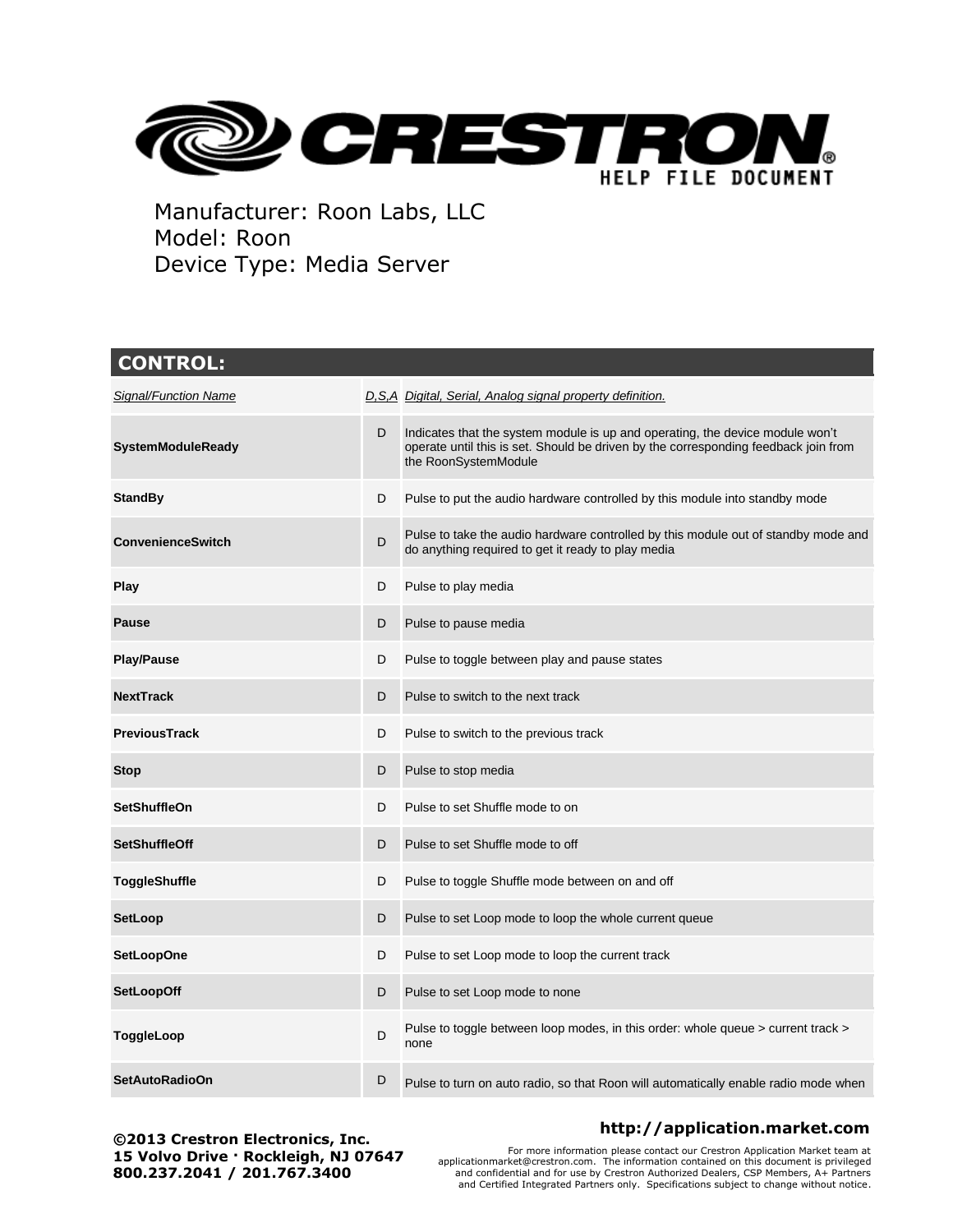Manufacturer: Roon Labs, LLC
Model: Roon
Device Type: Media Server

## CONTROL:

| *Signal/Function Name* | *D,S,A* | *Digital, Serial, Analog signal property definition.* |
|---|---|---|
| **SystemModuleReady** | D | Indicates that the system module is up and operating, the device module won't operate until this is set. Should be driven by the corresponding feedback join from the RoonSystemModule |
| **StandBy** | D | Pulse to put the audio hardware controlled by this module into standby mode |
| **ConvenienceSwitch** | D | Pulse to take the audio hardware controlled by this module out of standby mode and do anything required to get it ready to play media |
| **Play** | D | Pulse to play media |
| **Pause** | D | Pulse to pause media |
| **Play/Pause** | D | Pulse to toggle between play and pause states |
| **NextTrack** | D | Pulse to switch to the next track |
| **PreviousTrack** | D | Pulse to switch to the previous track |
| **Stop** | D | Pulse to stop media |
| **SetShuffleOn** | D | Pulse to set Shuffle mode to on |
| **SetShuffleOff** | D | Pulse to set Shuffle mode to off |
| **ToggleShuffle** | D | Pulse to toggle Shuffle mode between on and off |
| **SetLoop** | D | Pulse to set Loop mode to loop the whole current queue |
| **SetLoopOne** | D | Pulse to set Loop mode to loop the current track |
| **SetLoopOff** | D | Pulse to set Loop mode to none |
| **ToggleLoop** | D | Pulse to toggle between loop modes, in this order: whole queue > current track > none |
| **SetAutoRadioOn** | D | Pulse to turn on auto radio, so that Roon will automatically enable radio mode when |

**©2013 Crestron Electronics, Inc.**
**15 Volvo Drive · Rockleigh, NJ 07647**
**800.237.2041 / 201.767.3400**

**http://application.market.com**

For more information please contact our Crestron Application Market team at applicationmarket@crestron.com. The information contained on this document is privileged and confidential and for use by Crestron Authorized Dealers, CSP Members, A+ Partners and Certified Integrated Partners only. Specifications subject to change without notice.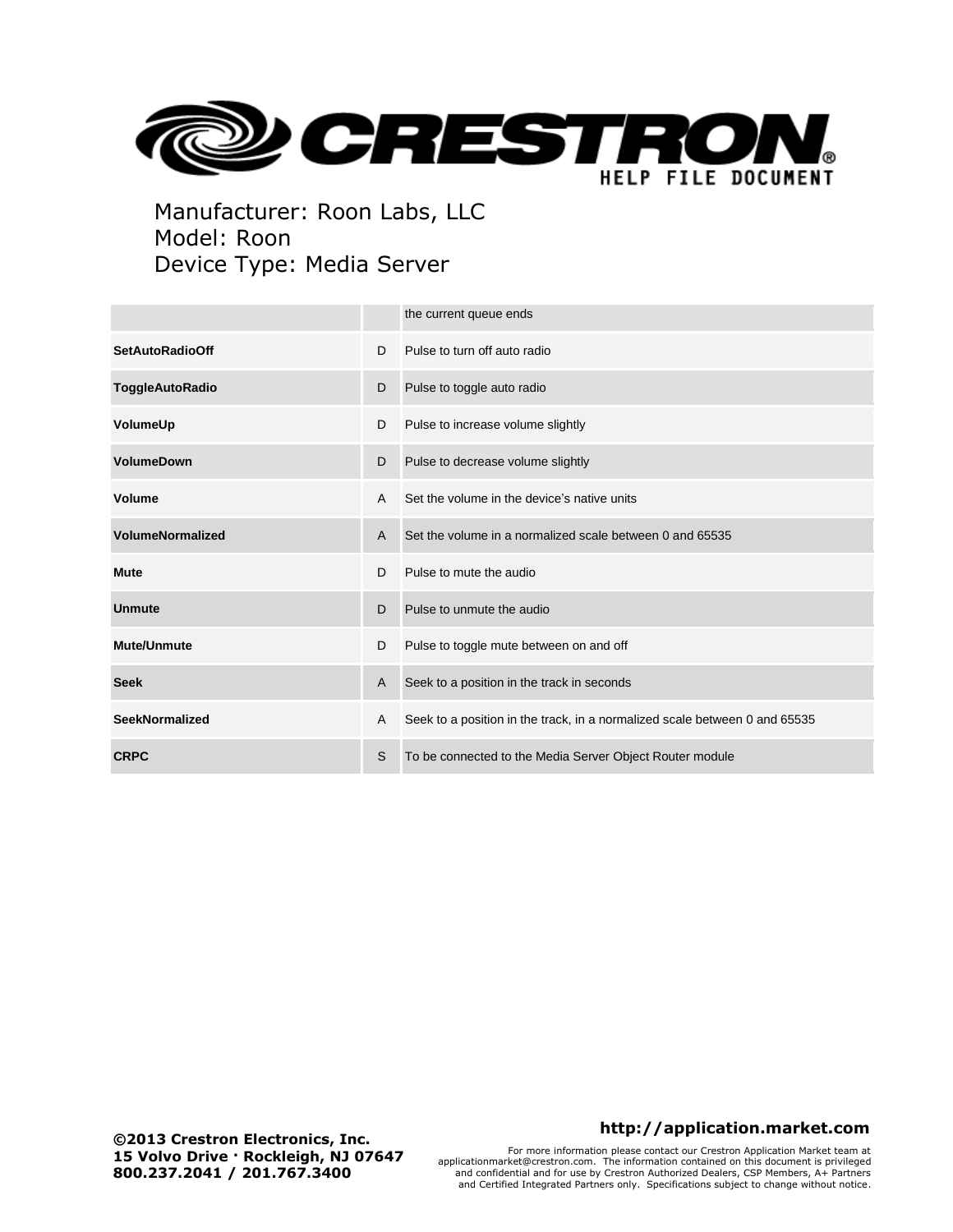Manufacturer: Roon Labs, LLC
Model: Roon
Device Type: Media Server

| | | |
|---|---|---|
| | | the current queue ends |
| **SetAutoRadioOff** | D | Pulse to turn off auto radio |
| **ToggleAutoRadio** | D | Pulse to toggle auto radio |
| **VolumeUp** | D | Pulse to increase volume slightly |
| **VolumeDown** | D | Pulse to decrease volume slightly |
| **Volume** | A | Set the volume in the device's native units |
| **VolumeNormalized** | A | Set the volume in a normalized scale between 0 and 65535 |
| **Mute** | D | Pulse to mute the audio |
| **Unmute** | D | Pulse to unmute the audio |
| **Mute/Unmute** | D | Pulse to toggle mute between on and off |
| **Seek** | A | Seek to a position in the track in seconds |
| **SeekNormalized** | A | Seek to a position in the track, in a normalized scale between 0 and 65535 |
| **CRPC** | S | To be connected to the Media Server Object Router module |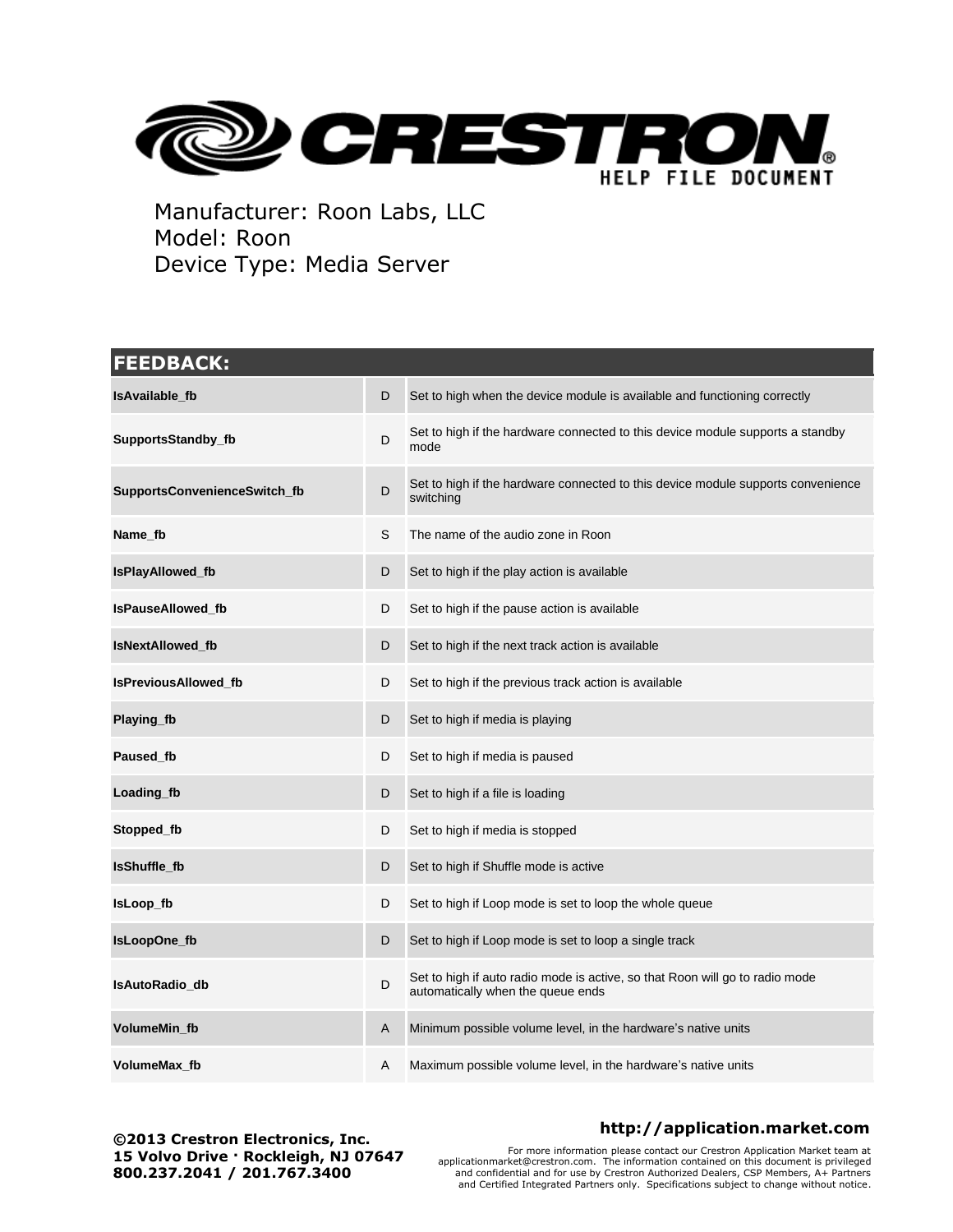Manufacturer: Roon Labs, LLC
Model: Roon
Device Type: Media Server

| FEEDBACK: | | |
|---|---|---|
| **IsAvailable_fb** | D | Set to high when the device module is available and functioning correctly |
| **SupportsStandby_fb** | D | Set to high if the hardware connected to this device module supports a standby mode |
| **SupportsConvenienceSwitch_fb** | D | Set to high if the hardware connected to this device module supports convenience switching |
| **Name_fb** | S | The name of the audio zone in Roon |
| **IsPlayAllowed_fb** | D | Set to high if the play action is available |
| **IsPauseAllowed_fb** | D | Set to high if the pause action is available |
| **IsNextAllowed_fb** | D | Set to high if the next track action is available |
| **IsPreviousAllowed_fb** | D | Set to high if the previous track action is available |
| **Playing_fb** | D | Set to high if media is playing |
| **Paused_fb** | D | Set to high if media is paused |
| **Loading_fb** | D | Set to high if a file is loading |
| **Stopped_fb** | D | Set to high if media is stopped |
| **IsShuffle_fb** | D | Set to high if Shuffle mode is active |
| **IsLoop_fb** | D | Set to high if Loop mode is set to loop the whole queue |
| **IsLoopOne_fb** | D | Set to high if Loop mode is set to loop a single track |
| **IsAutoRadio_db** | D | Set to high if auto radio mode is active, so that Roon will go to radio mode automatically when the queue ends |
| **VolumeMin_fb** | A | Minimum possible volume level, in the hardware's native units |
| **VolumeMax_fb** | A | Maximum possible volume level, in the hardware's native units |

**©2013 Crestron Electronics, Inc.**
**15 Volvo Drive · Rockleigh, NJ 07647**
**800.237.2041 / 201.767.3400**

**http://application.market.com**

For more information please contact our Crestron Application Market team at applicationmarket@crestron.com. The information contained on this document is privileged and confidential and for use by Crestron Authorized Dealers, CSP Members, A+ Partners and Certified Integrated Partners only. Specifications subject to change without notice.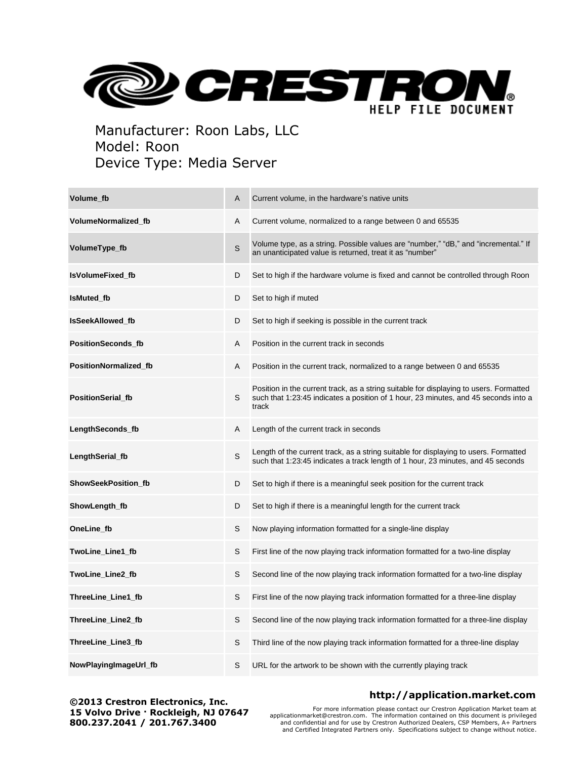Manufacturer: Roon Labs, LLC
Model: Roon
Device Type: Media Server

| | | |
|---|---|---|
| **Volume_fb** | A | Current volume, in the hardware's native units |
| **VolumeNormalized_fb** | A | Current volume, normalized to a range between 0 and 65535 |
| **VolumeType_fb** | S | Volume type, as a string. Possible values are "number," "dB," and "incremental." If an unanticipated value is returned, treat it as "number" |
| **IsVolumeFixed_fb** | D | Set to high if the hardware volume is fixed and cannot be controlled through Roon |
| **IsMuted_fb** | D | Set to high if muted |
| **IsSeekAllowed_fb** | D | Set to high if seeking is possible in the current track |
| **PositionSeconds_fb** | A | Position in the current track in seconds |
| **PositionNormalized_fb** | A | Position in the current track, normalized to a range between 0 and 65535 |
| **PositionSerial_fb** | S | Position in the current track, as a string suitable for displaying to users. Formatted such that 1:23:45 indicates a position of 1 hour, 23 minutes, and 45 seconds into a track |
| **LengthSeconds_fb** | A | Length of the current track in seconds |
| **LengthSerial_fb** | S | Length of the current track, as a string suitable for displaying to users. Formatted such that 1:23:45 indicates a track length of 1 hour, 23 minutes, and 45 seconds |
| **ShowSeekPosition_fb** | D | Set to high if there is a meaningful seek position for the current track |
| **ShowLength_fb** | D | Set to high if there is a meaningful length for the current track |
| **OneLine_fb** | S | Now playing information formatted for a single-line display |
| **TwoLine_Line1_fb** | S | First line of the now playing track information formatted for a two-line display |
| **TwoLine_Line2_fb** | S | Second line of the now playing track information formatted for a two-line display |
| **ThreeLine_Line1_fb** | S | First line of the now playing track information formatted for a three-line display |
| **ThreeLine_Line2_fb** | S | Second line of the now playing track information formatted for a three-line display |
| **ThreeLine_Line3_fb** | S | Third line of the now playing track information formatted for a three-line display |
| **NowPlayingImageUrl_fb** | S | URL for the artwork to be shown with the currently playing track |

**©2013 Crestron Electronics, Inc.**
**15 Volvo Drive · Rockleigh, NJ 07647**
**800.237.2041 / 201.767.3400**

**http://application.market.com**

For more information please contact our Crestron Application Market team at applicationmarket@crestron.com. The information contained on this document is privileged and confidential and for use by Crestron Authorized Dealers, CSP Members, A+ Partners and Certified Integrated Partners only. Specifications subject to change without notice.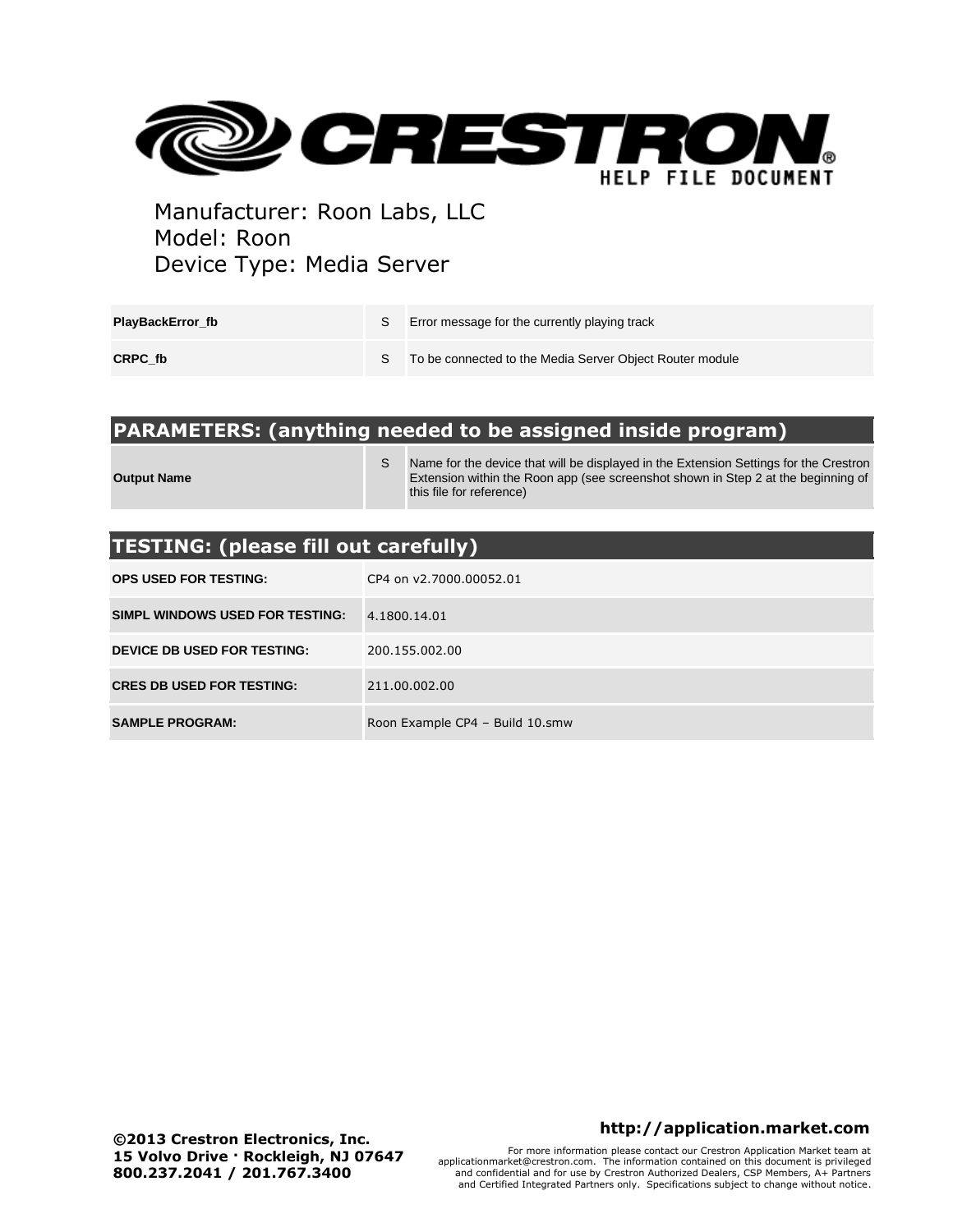Manufacturer: Roon Labs, LLC
Model: Roon
Device Type: Media Server

| | | |
|---|---|---|
| **PlayBackError_fb** | S | Error message for the currently playing track |
| **CRPC_fb** | S | To be connected to the Media Server Object Router module |

## PARAMETERS: (anything needed to be assigned inside program)

| | | |
|---|---|---|
| **Output Name** | S | Name for the device that will be displayed in the Extension Settings for the Crestron Extension within the Roon app (see screenshot shown in Step 2 at the beginning of this file for reference) |

## TESTING: (please fill out carefully)

| | |
|---|---|
| **OPS USED FOR TESTING:** | CP4 on v2.7000.00052.01 |
| **SIMPL WINDOWS USED FOR TESTING:** | 4.1800.14.01 |
| **DEVICE DB USED FOR TESTING:** | 200.155.002.00 |
| **CRES DB USED FOR TESTING:** | 211.00.002.00 |
| **SAMPLE PROGRAM:** | Roon Example CP4 – Build 10.smw |

**©2013 Crestron Electronics, Inc.**
**15 Volvo Drive · Rockleigh, NJ 07647**
**800.237.2041 / 201.767.3400**

**http://application.market.com**

For more information please contact our Crestron Application Market team at applicationmarket@crestron.com. The information contained on this document is privileged and confidential and for use by Crestron Authorized Dealers, CSP Members, A+ Partners and Certified Integrated Partners only. Specifications subject to change without notice.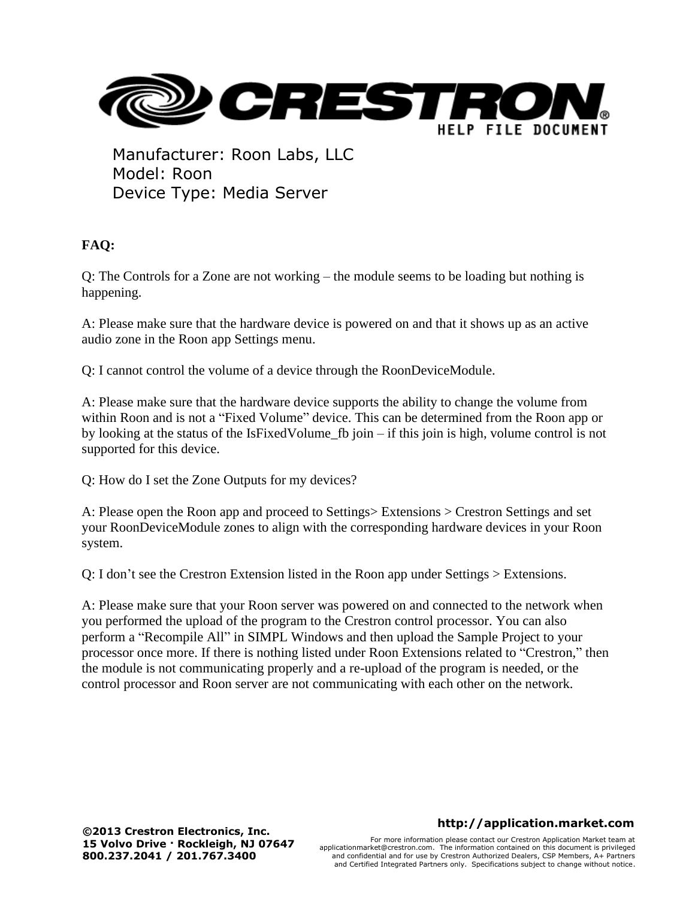Manufacturer: Roon Labs, LLC
Model: Roon
Device Type: Media Server

**FAQ:**

Q: The Controls for a Zone are not working – the module seems to be loading but nothing is happening.

A: Please make sure that the hardware device is powered on and that it shows up as an active audio zone in the Roon app Settings menu.

Q: I cannot control the volume of a device through the RoonDeviceModule.

A: Please make sure that the hardware device supports the ability to change the volume from within Roon and is not a "Fixed Volume" device. This can be determined from the Roon app or by looking at the status of the IsFixedVolume_fb join – if this join is high, volume control is not supported for this device.

Q: How do I set the Zone Outputs for my devices?

A: Please open the Roon app and proceed to Settings> Extensions > Crestron Settings and set your RoonDeviceModule zones to align with the corresponding hardware devices in your Roon system.

Q: I don't see the Crestron Extension listed in the Roon app under Settings > Extensions.

A: Please make sure that your Roon server was powered on and connected to the network when you performed the upload of the program to the Crestron control processor. You can also perform a "Recompile All" in SIMPL Windows and then upload the Sample Project to your processor once more. If there is nothing listed under Roon Extensions related to "Crestron," then the module is not communicating properly and a re-upload of the program is needed, or the control processor and Roon server are not communicating with each other on the network.